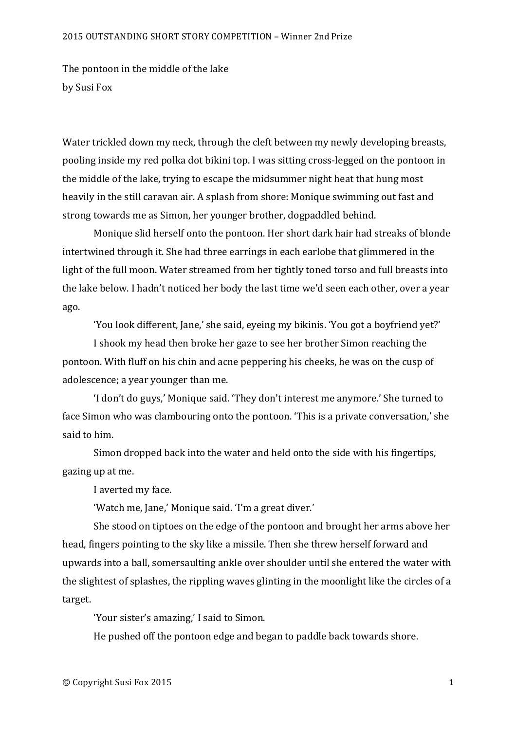# The pontoon in the middle of the lake

by Susi Fox

Water trickled down my neck, through the cleft between my newly developing breasts, pooling inside my red polka dot bikini top. I was sitting cross-legged on the pontoon in the middle of the lake, trying to escape the midsummer night heat that hung most heavily in the still caravan air. A splash from shore: Monique swimming out fast and strong towards me as Simon, her younger brother, dogpaddled behind.

Monique slid herself onto the pontoon. Her short dark hair had streaks of blonde intertwined through it. She had three earrings in each earlobe that glimmered in the light of the full moon. Water streamed from her tightly toned torso and full breasts into the lake below. I hadn't noticed her body the last time we'd seen each other, over a year ago.

'You look different, Jane,' she said, eyeing my bikinis. 'You got a boyfriend yet?'

I shook my head then broke her gaze to see her brother Simon reaching the pontoon. With fluff on his chin and acne peppering his cheeks, he was on the cusp of adolescence; a year younger than me.

'I don't do guys,' Monique said. 'They don't interest me anymore.' She turned to face Simon who was clambouring onto the pontoon. 'This is a private conversation,' she said to him.

Simon dropped back into the water and held onto the side with his fingertips, gazing up at me.

I averted my face.

'Watch me, Jane,' Monique said. 'I'm a great diver.'

She stood on tiptoes on the edge of the pontoon and brought her arms above her head, fingers pointing to the sky like a missile. Then she threw herself forward and upwards into a ball, somersaulting ankle over shoulder until she entered the water with the slightest of splashes, the rippling waves glinting in the moonlight like the circles of a target.

'Your sister's amazing,' I said to Simon.

He pushed off the pontoon edge and began to paddle back towards shore.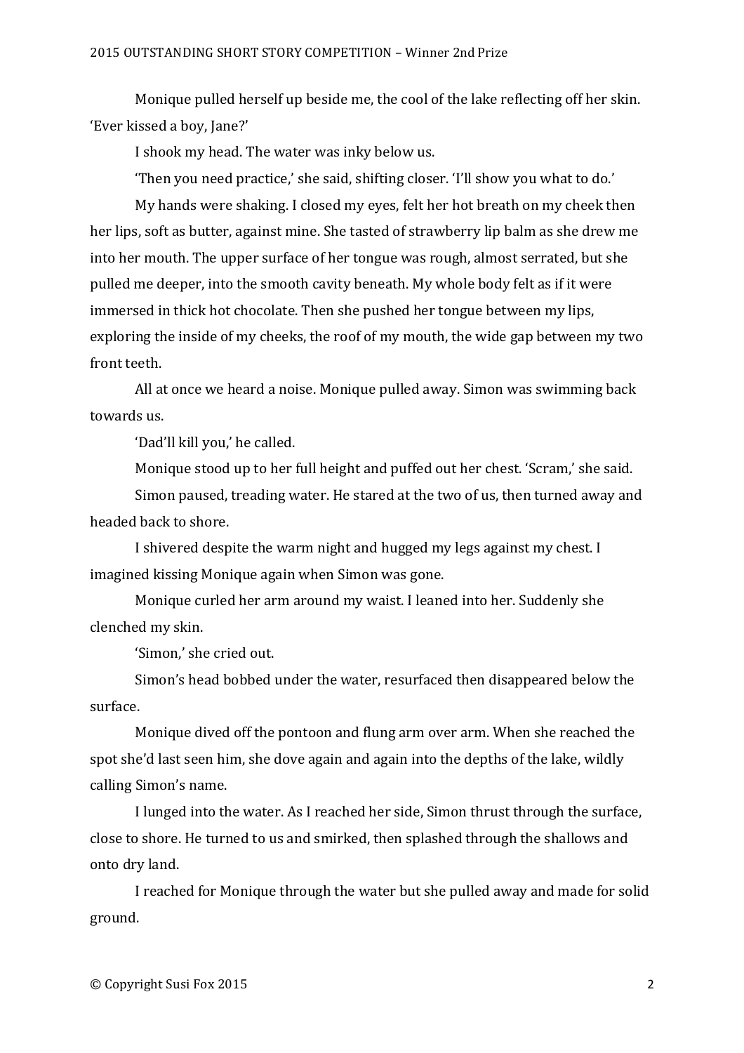Monique pulled herself up beside me, the cool of the lake reflecting off her skin. 'Ever kissed a boy, Jane?'

I shook my head. The water was inky below us.

'Then you need practice,' she said, shifting closer. 'I'll show you what to do.'

My hands were shaking. I closed my eyes, felt her hot breath on my cheek then her lips, soft as butter, against mine. She tasted of strawberry lip balm as she drew me into her mouth. The upper surface of her tongue was rough, almost serrated, but she pulled me deeper, into the smooth cavity beneath. My whole body felt as if it were immersed in thick hot chocolate. Then she pushed her tongue between my lips, exploring the inside of my cheeks, the roof of my mouth, the wide gap between my two front teeth.

All at once we heard a noise. Monique pulled away. Simon was swimming back towards us.

'Dad'll kill you,' he called.

Monique stood up to her full height and puffed out her chest. 'Scram,' she said.

Simon paused, treading water. He stared at the two of us, then turned away and headed back to shore.

I shivered despite the warm night and hugged my legs against my chest. I imagined kissing Monique again when Simon was gone.

Monique curled her arm around my waist. I leaned into her. Suddenly she clenched my skin.

'Simon,' she cried out.

Simon's head bobbed under the water, resurfaced then disappeared below the surface.

Monique dived off the pontoon and flung arm over arm. When she reached the spot she'd last seen him, she dove again and again into the depths of the lake, wildly calling Simon's name.

I lunged into the water. As I reached her side, Simon thrust through the surface, close to shore. He turned to us and smirked, then splashed through the shallows and onto dry land.

I reached for Monique through the water but she pulled away and made for solid ground.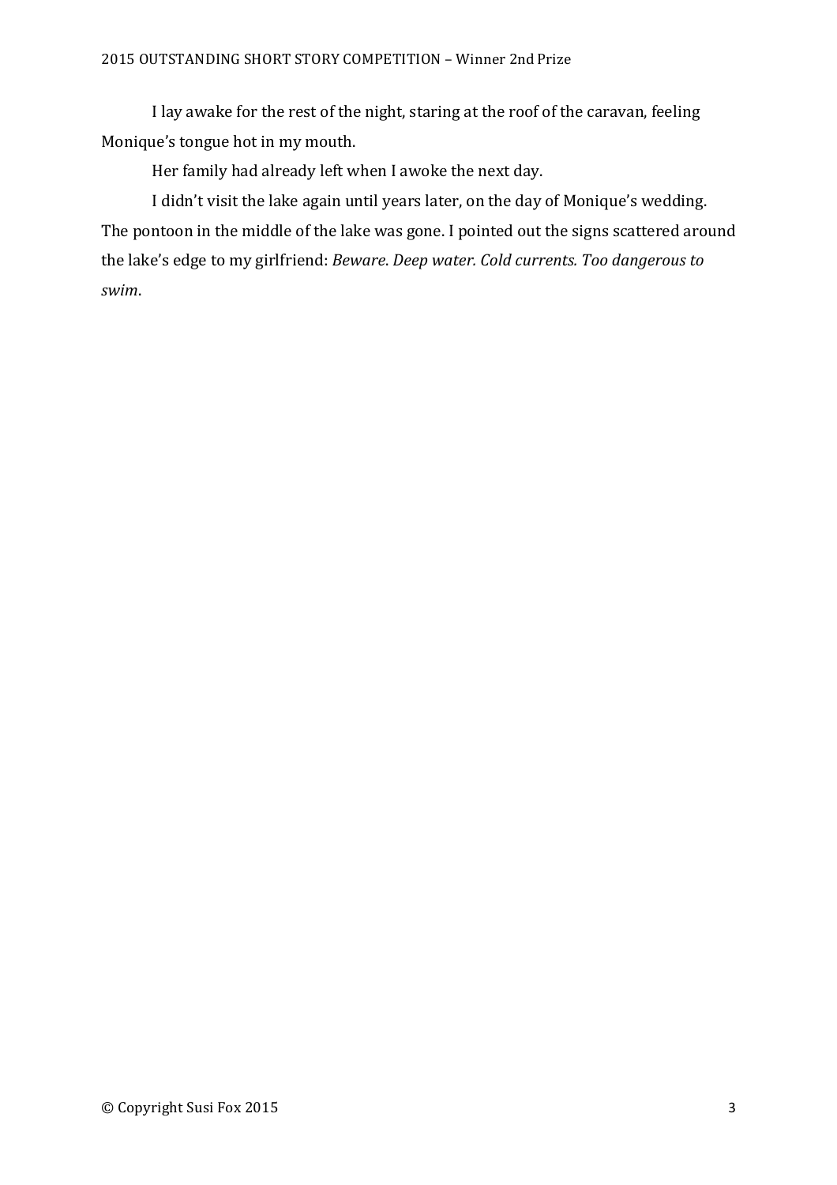I lay awake for the rest of the night, staring at the roof of the caravan, feeling Monique's tongue hot in my mouth.

Her family had already left when I awoke the next day.

I didn't visit the lake again until years later, on the day of Monique's wedding. The pontoon in the middle of the lake was gone. I pointed out the signs scattered around the lake's edge to my girlfriend: *Beware. Deep water. Cold currents. Too dangerous to swim*.